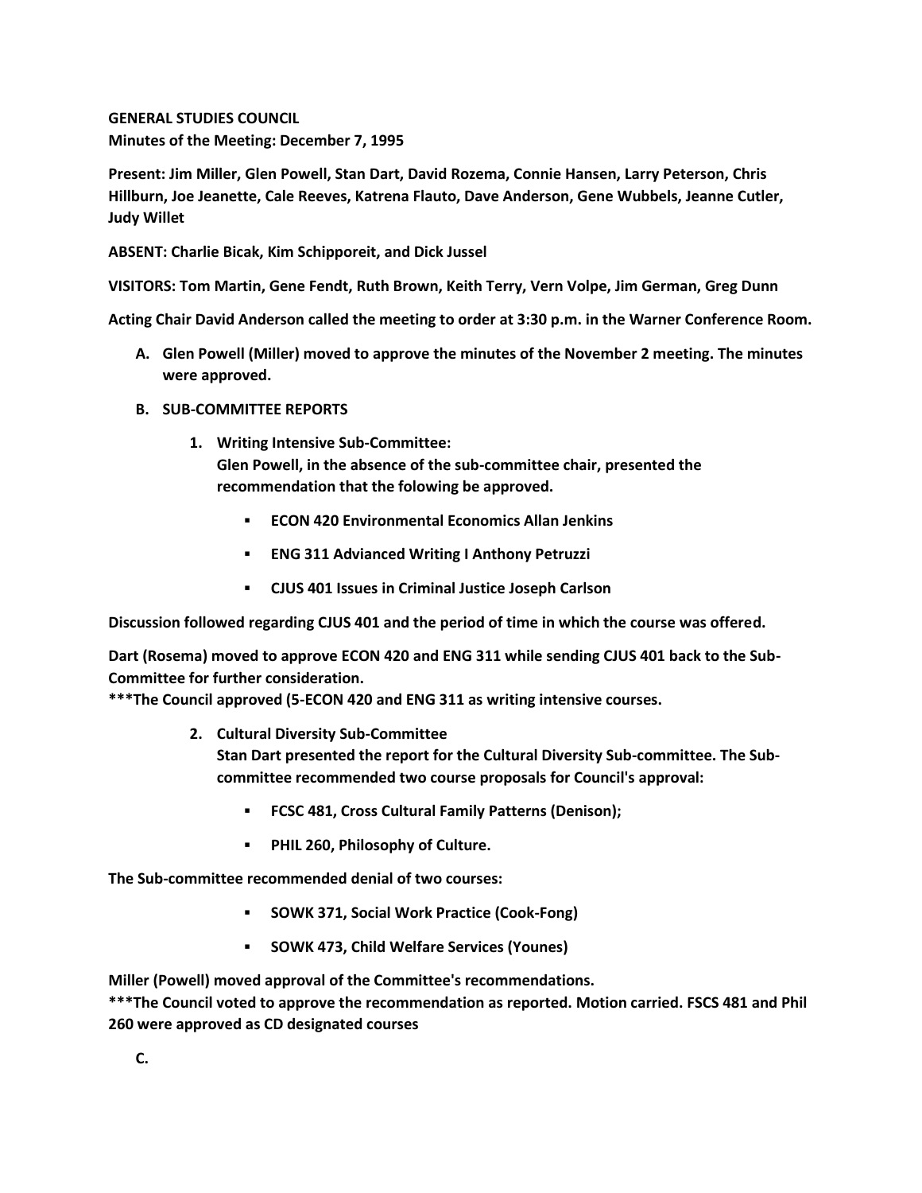**GENERAL STUDIES COUNCIL**
**Minutes of the Meeting: December 7, 1995**

**Present: Jim Miller, Glen Powell, Stan Dart, David Rozema, Connie Hansen, Larry Peterson, Chris Hillburn, Joe Jeanette, Cale Reeves, Katrena Flauto, Dave Anderson, Gene Wubbels, Jeanne Cutler, Judy Willet**

**ABSENT: Charlie Bicak, Kim Schipporeit, and Dick Jussel**

**VISITORS: Tom Martin, Gene Fendt, Ruth Brown, Keith Terry, Vern Volpe, Jim German, Greg Dunn**

**Acting Chair David Anderson called the meeting to order at 3:30 p.m. in the Warner Conference Room.**

A. **Glen Powell (Miller) moved to approve the minutes of the November 2 meeting. The minutes were approved.**

B. **SUB-COMMITTEE REPORTS**

   1. **Writing Intensive Sub-Committee:**
      **Glen Powell, in the absence of the sub-committee chair, presented the recommendation that the folowing be approved.**

      - **ECON 420 Environmental Economics Allan Jenkins**
      - **ENG 311 Adivanced Writing I Anthony Petruzzi**
      - **CJUS 401 Issues in Criminal Justice Joseph Carlson**

**Discussion followed regarding CJUS 401 and the period of time in which the course was offered.**

**Dart (Rosema) moved to approve ECON 420 and ENG 311 while sending CJUS 401 back to the Sub-Committee for further consideration.**
**\*\*\*The Council approved (5-ECON 420 and ENG 311 as writing intensive courses.**

   2. **Cultural Diversity Sub-Committee**
      **Stan Dart presented the report for the Cultural Diversity Sub-committee. The Sub-committee recommended two course proposals for Council's approval:**

      - **FCSC 481, Cross Cultural Family Patterns (Denison);**
      - **PHIL 260, Philosophy of Culture.**

**The Sub-committee recommended denial of two courses:**

- **SOWK 371, Social Work Practice (Cook-Fong)**
- **SOWK 473, Child Welfare Services (Younes)**

**Miller (Powell) moved approval of the Committee's recommendations.**
**\*\*\*The Council voted to approve the recommendation as reported. Motion carried. FSCS 481 and Phil 260 were approved as CD designated courses**

C.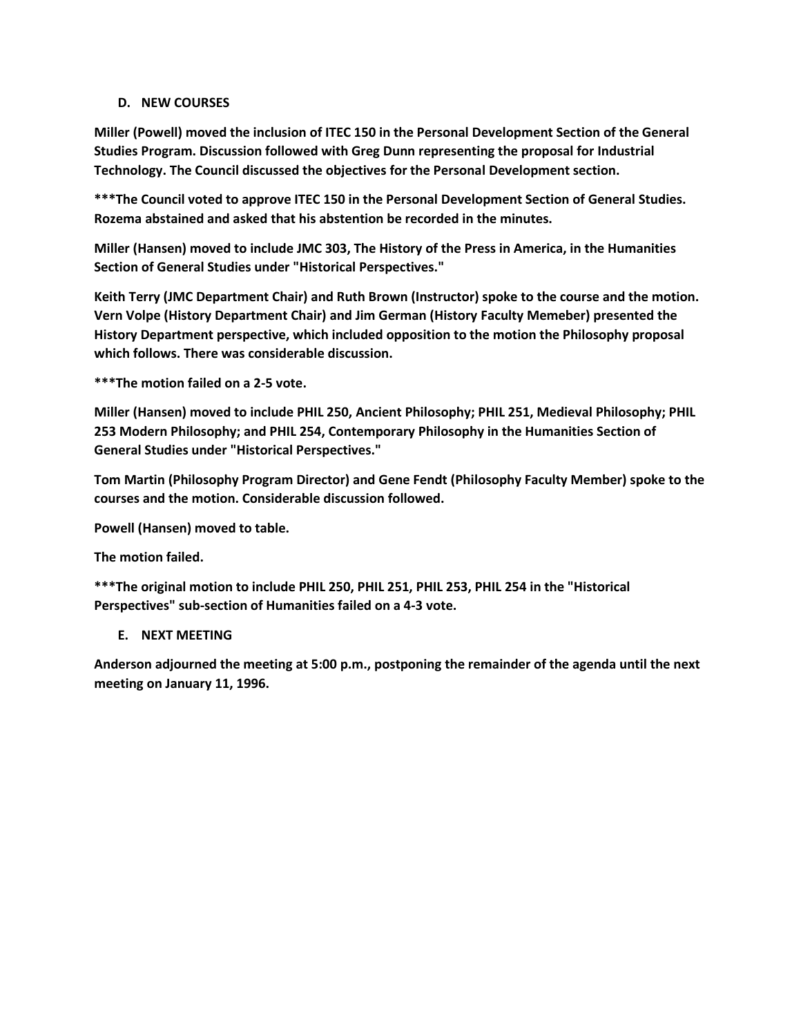### D. NEW COURSES

**Miller (Powell) moved the inclusion of ITEC 150 in the Personal Development Section of the General Studies Program. Discussion followed with Greg Dunn representing the proposal for Industrial Technology. The Council discussed the objectives for the Personal Development section.**

**\*\*\*The Council voted to approve ITEC 150 in the Personal Development Section of General Studies. Rozema abstained and asked that his abstention be recorded in the minutes.**

**Miller (Hansen) moved to include JMC 303, The History of the Press in America, in the Humanities Section of General Studies under "Historical Perspectives."**

**Keith Terry (JMC Department Chair) and Ruth Brown (Instructor) spoke to the course and the motion. Vern Volpe (History Department Chair) and Jim German (History Faculty Memeber) presented the History Department perspective, which included opposition to the motion the Philosophy proposal which follows. There was considerable discussion.**

**\*\*\*The motion failed on a 2-5 vote.**

**Miller (Hansen) moved to include PHIL 250, Ancient Philosophy; PHIL 251, Medieval Philosophy; PHIL 253 Modern Philosophy; and PHIL 254, Contemporary Philosophy in the Humanities Section of General Studies under "Historical Perspectives."**

**Tom Martin (Philosophy Program Director) and Gene Fendt (Philosophy Faculty Member) spoke to the courses and the motion. Considerable discussion followed.**

**Powell (Hansen) moved to table.**

**The motion failed.**

**\*\*\*The original motion to include PHIL 250, PHIL 251, PHIL 253, PHIL 254 in the "Historical Perspectives" sub-section of Humanities failed on a 4-3 vote.**

### E. NEXT MEETING

**Anderson adjourned the meeting at 5:00 p.m., postponing the remainder of the agenda until the next meeting on January 11, 1996.**